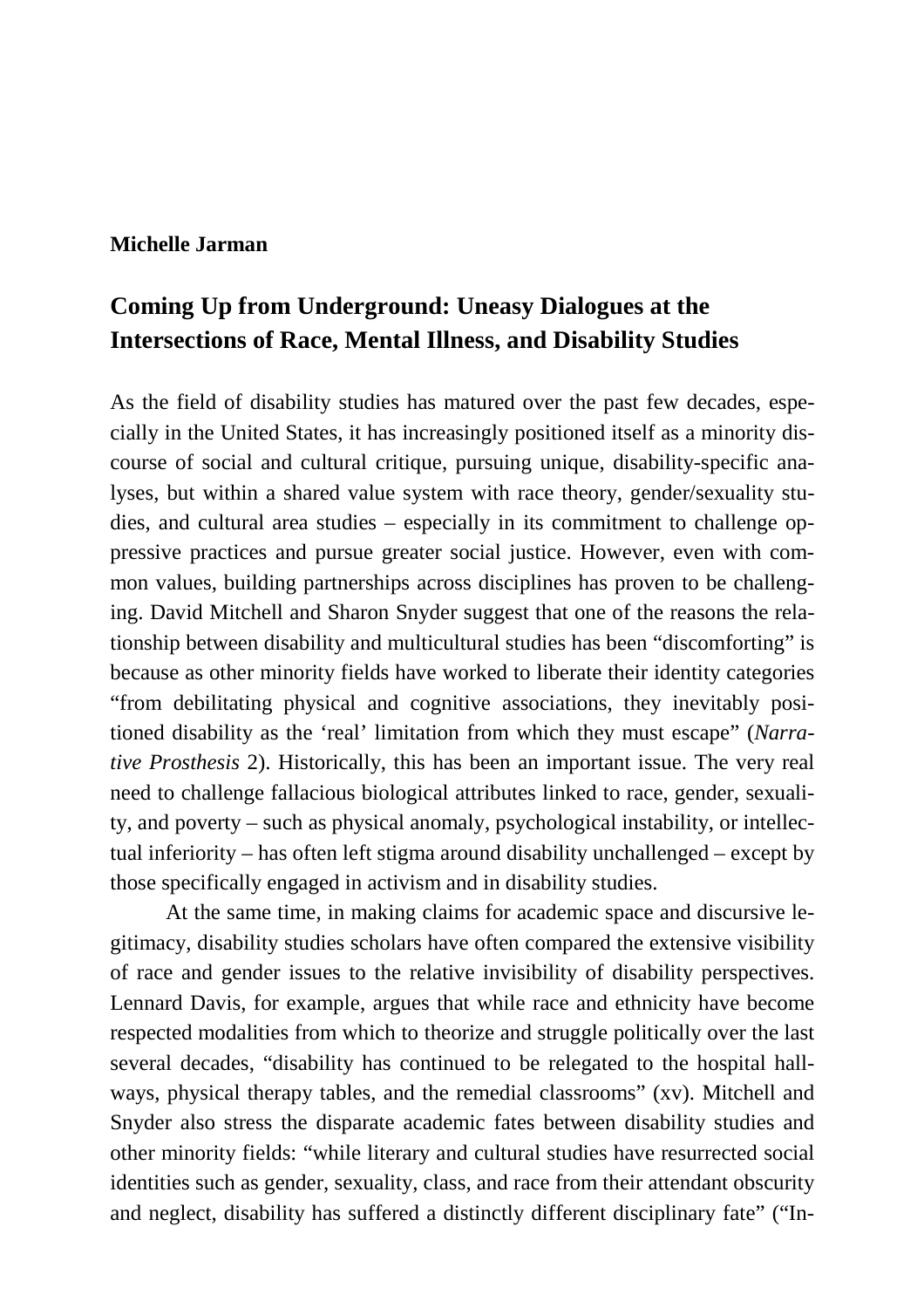**Michelle Jarman**

# Coming Up from Underground: Uneasy Dialogues at the Intersections of Race, Mental Illness, and Disability Studies

As the field of disability studies has matured over the past few decades, especially in the United States, it has increasingly positioned itself as a minority discourse of social and cultural critique, pursuing unique, disability-specific analyses, but within a shared value system with race theory, gender/sexuality studies, and cultural area studies – especially in its commitment to challenge oppressive practices and pursue greater social justice. However, even with common values, building partnerships across disciplines has proven to be challenging. David Mitchell and Sharon Snyder suggest that one of the reasons the relationship between disability and multicultural studies has been "discomforting" is because as other minority fields have worked to liberate their identity categories "from debilitating physical and cognitive associations, they inevitably positioned disability as the 'real' limitation from which they must escape" (*Narrative Prosthesis* 2). Historically, this has been an important issue. The very real need to challenge fallacious biological attributes linked to race, gender, sexuality, and poverty – such as physical anomaly, psychological instability, or intellectual inferiority – has often left stigma around disability unchallenged – except by those specifically engaged in activism and in disability studies.

At the same time, in making claims for academic space and discursive legitimacy, disability studies scholars have often compared the extensive visibility of race and gender issues to the relative invisibility of disability perspectives. Lennard Davis, for example, argues that while race and ethnicity have become respected modalities from which to theorize and struggle politically over the last several decades, "disability has continued to be relegated to the hospital hallways, physical therapy tables, and the remedial classrooms" (xv). Mitchell and Snyder also stress the disparate academic fates between disability studies and other minority fields: "while literary and cultural studies have resurrected social identities such as gender, sexuality, class, and race from their attendant obscurity and neglect, disability has suffered a distinctly different disciplinary fate" ("In-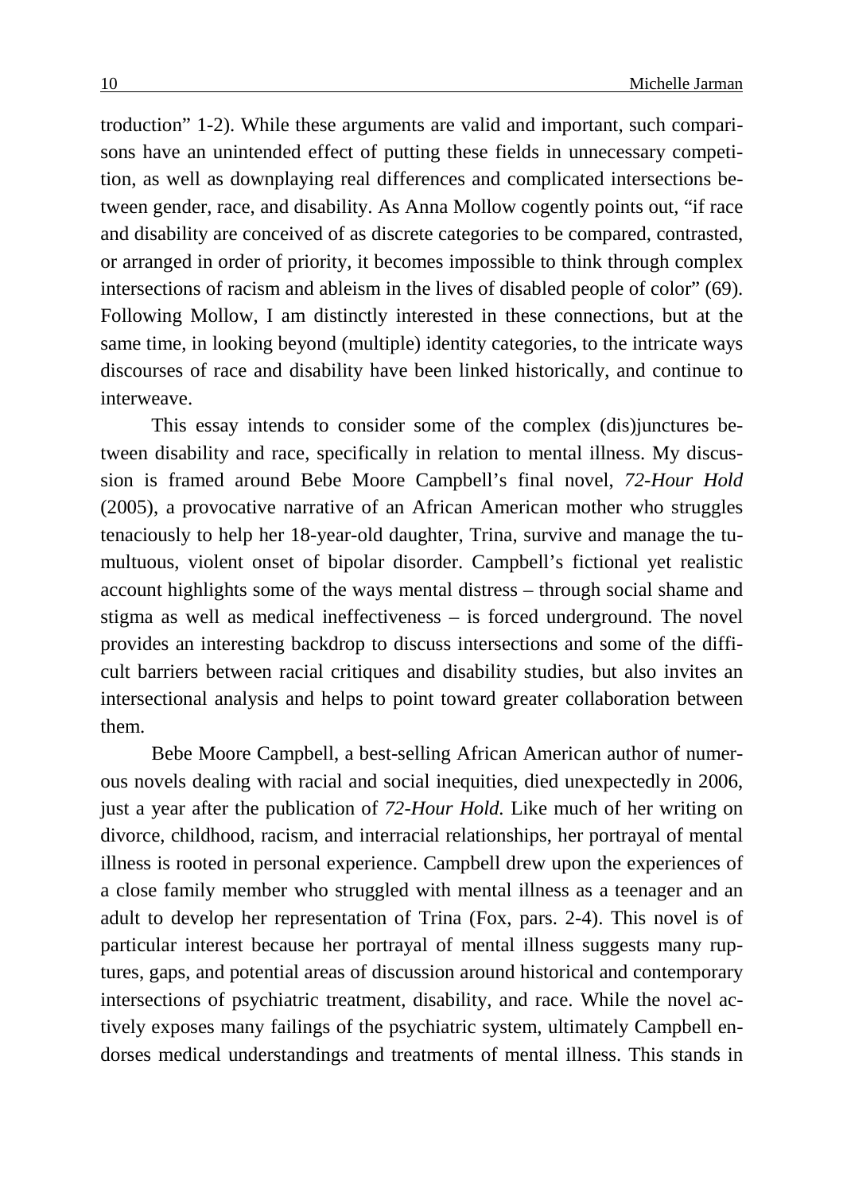troduction" 1-2). While these arguments are valid and important, such comparisons have an unintended effect of putting these fields in unnecessary competition, as well as downplaying real differences and complicated intersections between gender, race, and disability. As Anna Mollow cogently points out, "if race and disability are conceived of as discrete categories to be compared, contrasted, or arranged in order of priority, it becomes impossible to think through complex intersections of racism and ableism in the lives of disabled people of color" (69). Following Mollow, I am distinctly interested in these connections, but at the same time, in looking beyond (multiple) identity categories, to the intricate ways discourses of race and disability have been linked historically, and continue to interweave.

This essay intends to consider some of the complex (dis)junctures between disability and race, specifically in relation to mental illness. My discussion is framed around Bebe Moore Campbell's final novel, *72-Hour Hold* (2005), a provocative narrative of an African American mother who struggles tenaciously to help her 18-year-old daughter, Trina, survive and manage the tumultuous, violent onset of bipolar disorder. Campbell's fictional yet realistic account highlights some of the ways mental distress – through social shame and stigma as well as medical ineffectiveness – is forced underground. The novel provides an interesting backdrop to discuss intersections and some of the difficult barriers between racial critiques and disability studies, but also invites an intersectional analysis and helps to point toward greater collaboration between them.

Bebe Moore Campbell, a best-selling African American author of numerous novels dealing with racial and social inequities, died unexpectedly in 2006, just a year after the publication of *72-Hour Hold*. Like much of her writing on divorce, childhood, racism, and interracial relationships, her portrayal of mental illness is rooted in personal experience. Campbell drew upon the experiences of a close family member who struggled with mental illness as a teenager and an adult to develop her representation of Trina (Fox, pars. 2-4). This novel is of particular interest because her portrayal of mental illness suggests many ruptures, gaps, and potential areas of discussion around historical and contemporary intersections of psychiatric treatment, disability, and race. While the novel actively exposes many failings of the psychiatric system, ultimately Campbell endorses medical understandings and treatments of mental illness. This stands in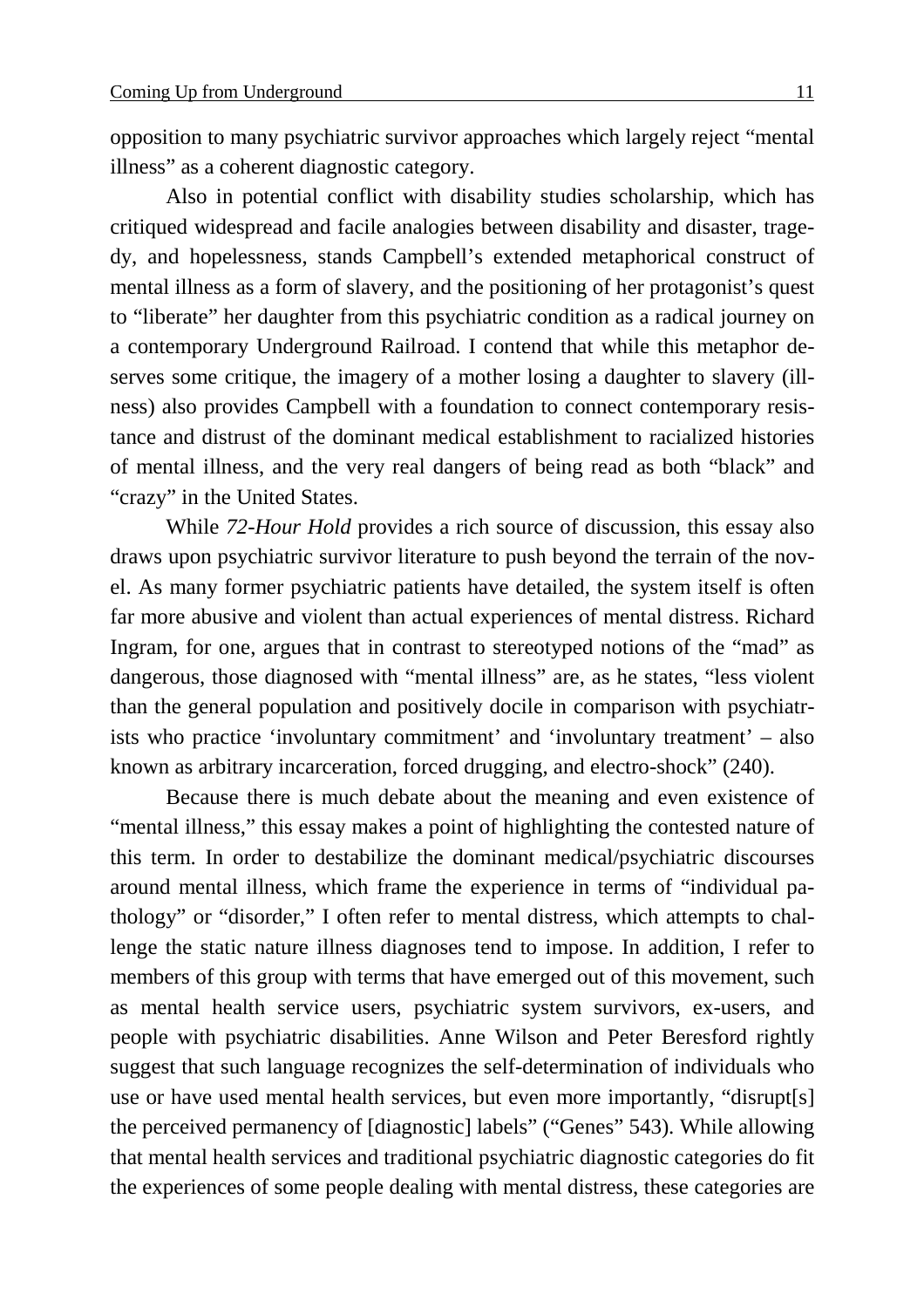opposition to many psychiatric survivor approaches which largely reject "mental illness" as a coherent diagnostic category.

Also in potential conflict with disability studies scholarship, which has critiqued widespread and facile analogies between disability and disaster, tragedy, and hopelessness, stands Campbell's extended metaphorical construct of mental illness as a form of slavery, and the positioning of her protagonist's quest to "liberate" her daughter from this psychiatric condition as a radical journey on a contemporary Underground Railroad. I contend that while this metaphor deserves some critique, the imagery of a mother losing a daughter to slavery (illness) also provides Campbell with a foundation to connect contemporary resistance and distrust of the dominant medical establishment to racialized histories of mental illness, and the very real dangers of being read as both "black" and "crazy" in the United States.

While *72-Hour Hold* provides a rich source of discussion, this essay also draws upon psychiatric survivor literature to push beyond the terrain of the novel. As many former psychiatric patients have detailed, the system itself is often far more abusive and violent than actual experiences of mental distress. Richard Ingram, for one, argues that in contrast to stereotyped notions of the "mad" as dangerous, those diagnosed with "mental illness" are, as he states, "less violent than the general population and positively docile in comparison with psychiatrists who practice 'involuntary commitment' and 'involuntary treatment' – also known as arbitrary incarceration, forced drugging, and electro-shock" (240).

Because there is much debate about the meaning and even existence of "mental illness," this essay makes a point of highlighting the contested nature of this term. In order to destabilize the dominant medical/psychiatric discourses around mental illness, which frame the experience in terms of "individual pathology" or "disorder," I often refer to mental distress, which attempts to challenge the static nature illness diagnoses tend to impose. In addition, I refer to members of this group with terms that have emerged out of this movement, such as mental health service users, psychiatric system survivors, ex-users, and people with psychiatric disabilities. Anne Wilson and Peter Beresford rightly suggest that such language recognizes the self-determination of individuals who use or have used mental health services, but even more importantly, "disrupt[s] the perceived permanency of [diagnostic] labels" ("Genes" 543). While allowing that mental health services and traditional psychiatric diagnostic categories do fit the experiences of some people dealing with mental distress, these categories are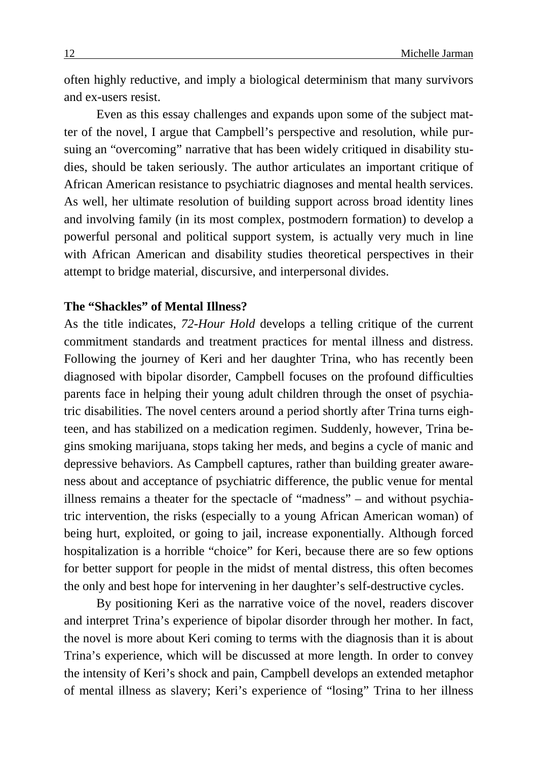often highly reductive, and imply a biological determinism that many survivors and ex-users resist.

Even as this essay challenges and expands upon some of the subject matter of the novel, I argue that Campbell's perspective and resolution, while pursuing an "overcoming" narrative that has been widely critiqued in disability studies, should be taken seriously. The author articulates an important critique of African American resistance to psychiatric diagnoses and mental health services. As well, her ultimate resolution of building support across broad identity lines and involving family (in its most complex, postmodern formation) to develop a powerful personal and political support system, is actually very much in line with African American and disability studies theoretical perspectives in their attempt to bridge material, discursive, and interpersonal divides.

## The "Shackles" of Mental Illness?

As the title indicates, *72-Hour Hold* develops a telling critique of the current commitment standards and treatment practices for mental illness and distress. Following the journey of Keri and her daughter Trina, who has recently been diagnosed with bipolar disorder, Campbell focuses on the profound difficulties parents face in helping their young adult children through the onset of psychiatric disabilities. The novel centers around a period shortly after Trina turns eighteen, and has stabilized on a medication regimen. Suddenly, however, Trina begins smoking marijuana, stops taking her meds, and begins a cycle of manic and depressive behaviors. As Campbell captures, rather than building greater awareness about and acceptance of psychiatric difference, the public venue for mental illness remains a theater for the spectacle of "madness" – and without psychiatric intervention, the risks (especially to a young African American woman) of being hurt, exploited, or going to jail, increase exponentially. Although forced hospitalization is a horrible "choice" for Keri, because there are so few options for better support for people in the midst of mental distress, this often becomes the only and best hope for intervening in her daughter's self-destructive cycles.

By positioning Keri as the narrative voice of the novel, readers discover and interpret Trina's experience of bipolar disorder through her mother. In fact, the novel is more about Keri coming to terms with the diagnosis than it is about Trina's experience, which will be discussed at more length. In order to convey the intensity of Keri's shock and pain, Campbell develops an extended metaphor of mental illness as slavery; Keri's experience of "losing" Trina to her illness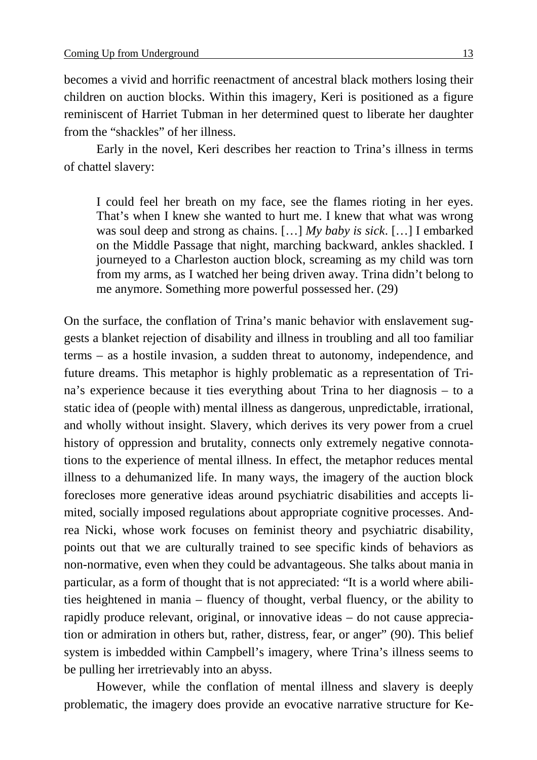becomes a vivid and horrific reenactment of ancestral black mothers losing their children on auction blocks. Within this imagery, Keri is positioned as a figure reminiscent of Harriet Tubman in her determined quest to liberate her daughter from the "shackles" of her illness.

Early in the novel, Keri describes her reaction to Trina's illness in terms of chattel slavery:

> I could feel her breath on my face, see the flames rioting in her eyes. That's when I knew she wanted to hurt me. I knew that what was wrong was soul deep and strong as chains. […] *My baby is sick*. […] I embarked on the Middle Passage that night, marching backward, ankles shackled. I journeyed to a Charleston auction block, screaming as my child was torn from my arms, as I watched her being driven away. Trina didn't belong to me anymore. Something more powerful possessed her. (29)

On the surface, the conflation of Trina's manic behavior with enslavement suggests a blanket rejection of disability and illness in troubling and all too familiar terms – as a hostile invasion, a sudden threat to autonomy, independence, and future dreams. This metaphor is highly problematic as a representation of Trina's experience because it ties everything about Trina to her diagnosis – to a static idea of (people with) mental illness as dangerous, unpredictable, irrational, and wholly without insight. Slavery, which derives its very power from a cruel history of oppression and brutality, connects only extremely negative connotations to the experience of mental illness. In effect, the metaphor reduces mental illness to a dehumanized life. In many ways, the imagery of the auction block forecloses more generative ideas around psychiatric disabilities and accepts limited, socially imposed regulations about appropriate cognitive processes. Andrea Nicki, whose work focuses on feminist theory and psychiatric disability, points out that we are culturally trained to see specific kinds of behaviors as non-normative, even when they could be advantageous. She talks about mania in particular, as a form of thought that is not appreciated: "It is a world where abilities heightened in mania – fluency of thought, verbal fluency, or the ability to rapidly produce relevant, original, or innovative ideas – do not cause appreciation or admiration in others but, rather, distress, fear, or anger" (90). This belief system is imbedded within Campbell's imagery, where Trina's illness seems to be pulling her irretrievably into an abyss.

However, while the conflation of mental illness and slavery is deeply problematic, the imagery does provide an evocative narrative structure for Ke-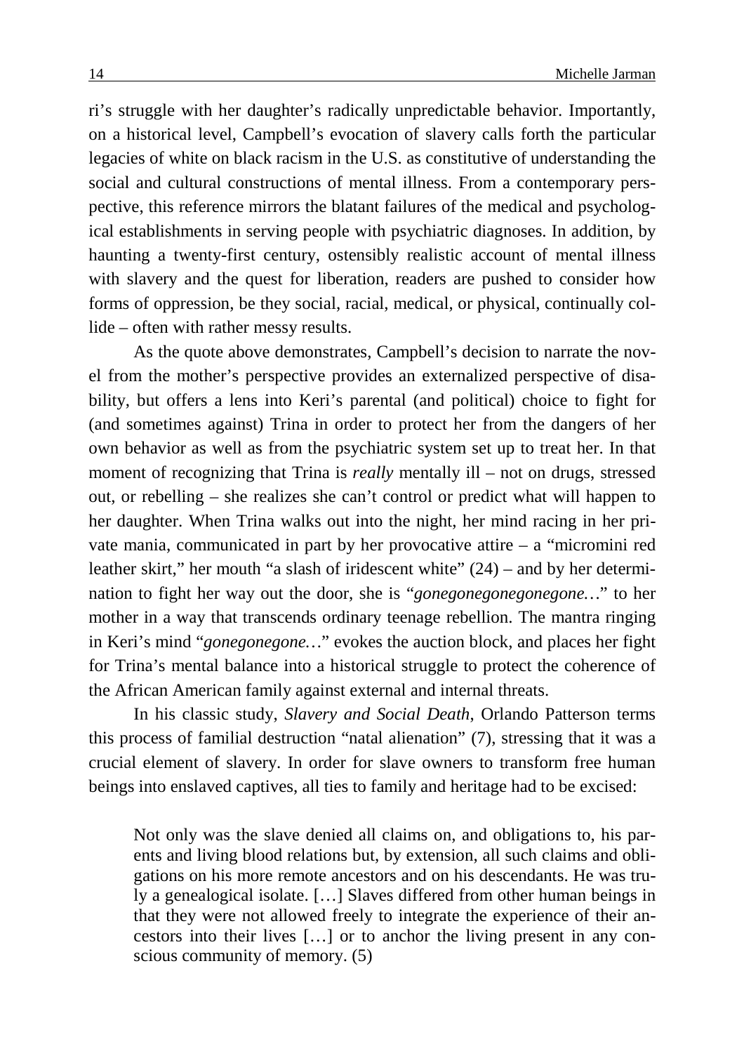ri's struggle with her daughter's radically unpredictable behavior. Importantly, on a historical level, Campbell's evocation of slavery calls forth the particular legacies of white on black racism in the U.S. as constitutive of understanding the social and cultural constructions of mental illness. From a contemporary perspective, this reference mirrors the blatant failures of the medical and psychological establishments in serving people with psychiatric diagnoses. In addition, by haunting a twenty-first century, ostensibly realistic account of mental illness with slavery and the quest for liberation, readers are pushed to consider how forms of oppression, be they social, racial, medical, or physical, continually collide – often with rather messy results.

As the quote above demonstrates, Campbell's decision to narrate the novel from the mother's perspective provides an externalized perspective of disability, but offers a lens into Keri's parental (and political) choice to fight for (and sometimes against) Trina in order to protect her from the dangers of her own behavior as well as from the psychiatric system set up to treat her. In that moment of recognizing that Trina is *really* mentally ill – not on drugs, stressed out, or rebelling – she realizes she can't control or predict what will happen to her daughter. When Trina walks out into the night, her mind racing in her private mania, communicated in part by her provocative attire – a "micromini red leather skirt," her mouth "a slash of iridescent white" (24) – and by her determination to fight her way out the door, she is "*gonegonegonegonegone…*" to her mother in a way that transcends ordinary teenage rebellion. The mantra ringing in Keri's mind "*gonegonegone…*" evokes the auction block, and places her fight for Trina's mental balance into a historical struggle to protect the coherence of the African American family against external and internal threats.

In his classic study, *Slavery and Social Death*, Orlando Patterson terms this process of familial destruction "natal alienation" (7), stressing that it was a crucial element of slavery. In order for slave owners to transform free human beings into enslaved captives, all ties to family and heritage had to be excised:

> Not only was the slave denied all claims on, and obligations to, his parents and living blood relations but, by extension, all such claims and obligations on his more remote ancestors and on his descendants. He was truly a genealogical isolate. […] Slaves differed from other human beings in that they were not allowed freely to integrate the experience of their ancestors into their lives […] or to anchor the living present in any conscious community of memory. (5)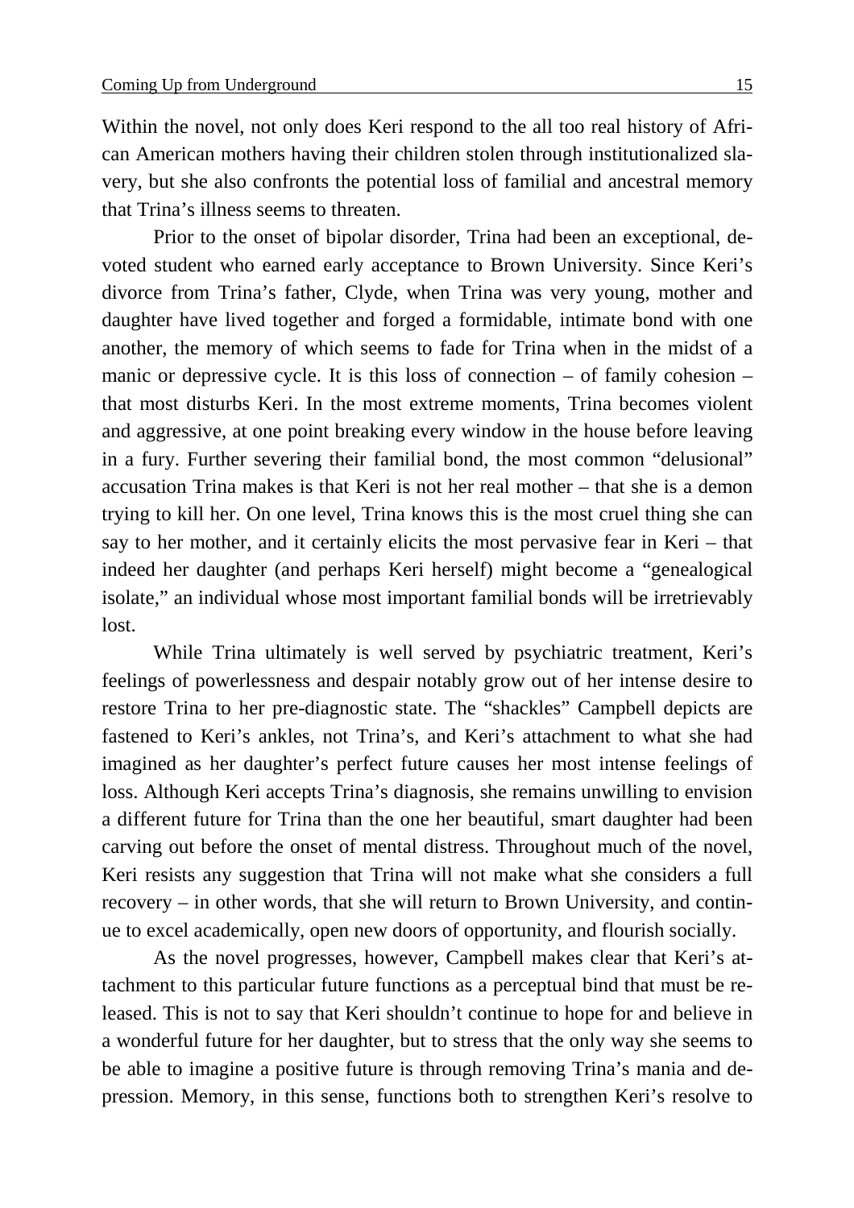Within the novel, not only does Keri respond to the all too real history of African American mothers having their children stolen through institutionalized slavery, but she also confronts the potential loss of familial and ancestral memory that Trina's illness seems to threaten.

Prior to the onset of bipolar disorder, Trina had been an exceptional, devoted student who earned early acceptance to Brown University. Since Keri's divorce from Trina's father, Clyde, when Trina was very young, mother and daughter have lived together and forged a formidable, intimate bond with one another, the memory of which seems to fade for Trina when in the midst of a manic or depressive cycle. It is this loss of connection – of family cohesion – that most disturbs Keri. In the most extreme moments, Trina becomes violent and aggressive, at one point breaking every window in the house before leaving in a fury. Further severing their familial bond, the most common "delusional" accusation Trina makes is that Keri is not her real mother – that she is a demon trying to kill her. On one level, Trina knows this is the most cruel thing she can say to her mother, and it certainly elicits the most pervasive fear in Keri – that indeed her daughter (and perhaps Keri herself) might become a "genealogical isolate," an individual whose most important familial bonds will be irretrievably lost.

While Trina ultimately is well served by psychiatric treatment, Keri's feelings of powerlessness and despair notably grow out of her intense desire to restore Trina to her pre-diagnostic state. The "shackles" Campbell depicts are fastened to Keri's ankles, not Trina's, and Keri's attachment to what she had imagined as her daughter's perfect future causes her most intense feelings of loss. Although Keri accepts Trina's diagnosis, she remains unwilling to envision a different future for Trina than the one her beautiful, smart daughter had been carving out before the onset of mental distress. Throughout much of the novel, Keri resists any suggestion that Trina will not make what she considers a full recovery – in other words, that she will return to Brown University, and continue to excel academically, open new doors of opportunity, and flourish socially.

As the novel progresses, however, Campbell makes clear that Keri's attachment to this particular future functions as a perceptual bind that must be released. This is not to say that Keri shouldn't continue to hope for and believe in a wonderful future for her daughter, but to stress that the only way she seems to be able to imagine a positive future is through removing Trina's mania and depression. Memory, in this sense, functions both to strengthen Keri's resolve to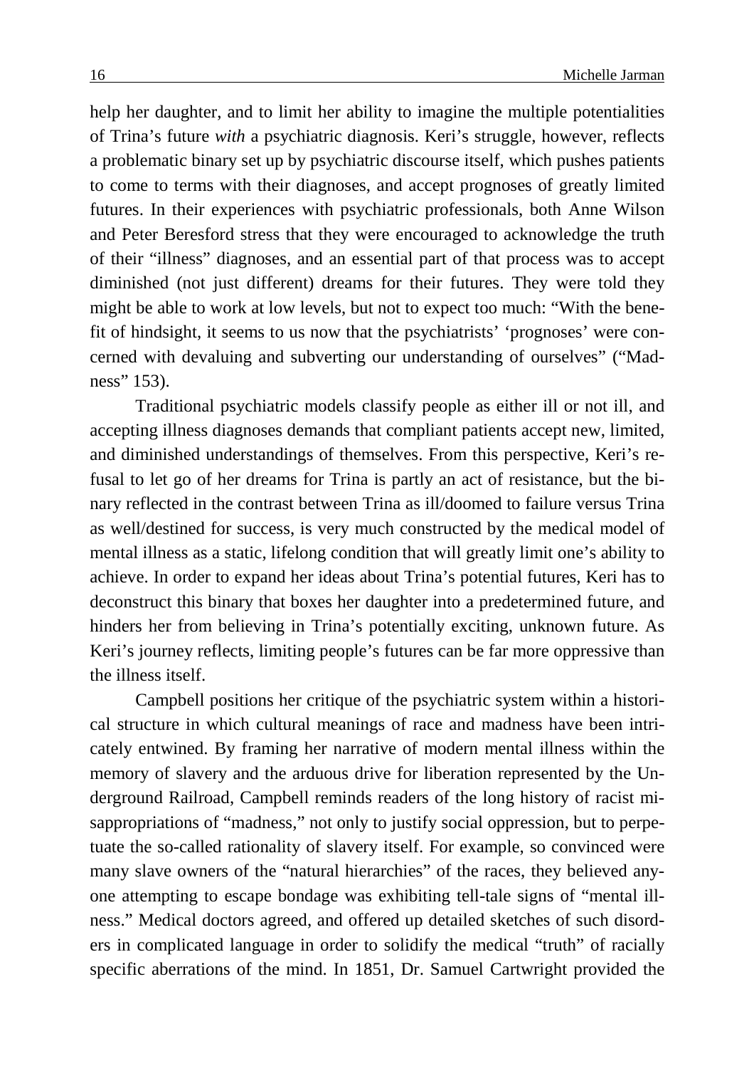help her daughter, and to limit her ability to imagine the multiple potentialities of Trina's future *with* a psychiatric diagnosis. Keri's struggle, however, reflects a problematic binary set up by psychiatric discourse itself, which pushes patients to come to terms with their diagnoses, and accept prognoses of greatly limited futures. In their experiences with psychiatric professionals, both Anne Wilson and Peter Beresford stress that they were encouraged to acknowledge the truth of their "illness" diagnoses, and an essential part of that process was to accept diminished (not just different) dreams for their futures. They were told they might be able to work at low levels, but not to expect too much: "With the benefit of hindsight, it seems to us now that the psychiatrists' 'prognoses' were concerned with devaluing and subverting our understanding of ourselves" ("Madness" 153).

Traditional psychiatric models classify people as either ill or not ill, and accepting illness diagnoses demands that compliant patients accept new, limited, and diminished understandings of themselves. From this perspective, Keri's refusal to let go of her dreams for Trina is partly an act of resistance, but the binary reflected in the contrast between Trina as ill/doomed to failure versus Trina as well/destined for success, is very much constructed by the medical model of mental illness as a static, lifelong condition that will greatly limit one's ability to achieve. In order to expand her ideas about Trina's potential futures, Keri has to deconstruct this binary that boxes her daughter into a predetermined future, and hinders her from believing in Trina's potentially exciting, unknown future. As Keri's journey reflects, limiting people's futures can be far more oppressive than the illness itself.

Campbell positions her critique of the psychiatric system within a historical structure in which cultural meanings of race and madness have been intricately entwined. By framing her narrative of modern mental illness within the memory of slavery and the arduous drive for liberation represented by the Underground Railroad, Campbell reminds readers of the long history of racist misappropriations of "madness," not only to justify social oppression, but to perpetuate the so-called rationality of slavery itself. For example, so convinced were many slave owners of the "natural hierarchies" of the races, they believed anyone attempting to escape bondage was exhibiting tell-tale signs of "mental illness." Medical doctors agreed, and offered up detailed sketches of such disorders in complicated language in order to solidify the medical "truth" of racially specific aberrations of the mind. In 1851, Dr. Samuel Cartwright provided the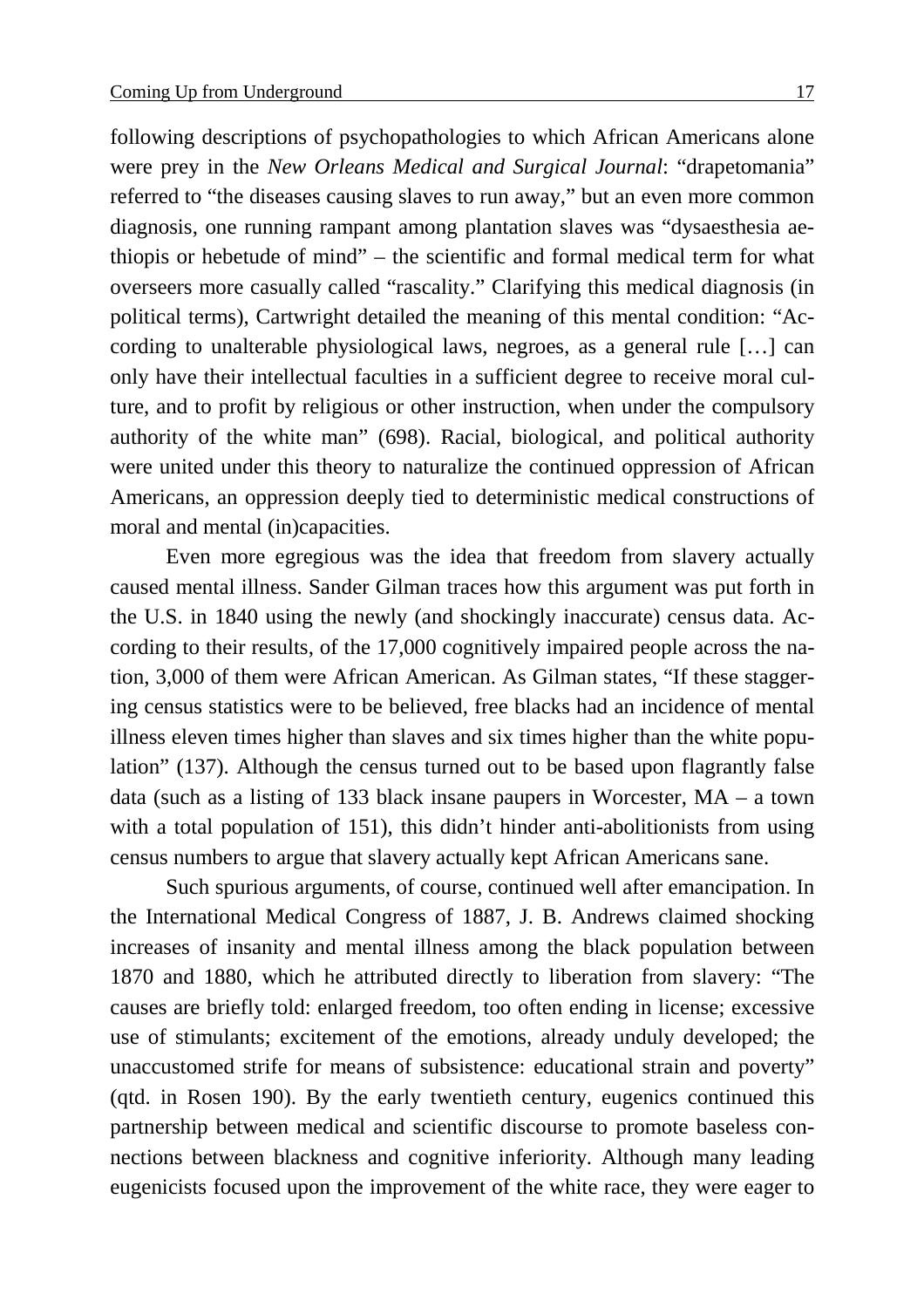following descriptions of psychopathologies to which African Americans alone were prey in the *New Orleans Medical and Surgical Journal*: "drapetomania" referred to "the diseases causing slaves to run away," but an even more common diagnosis, one running rampant among plantation slaves was "dysaesthesia aethiopis or hebetude of mind" – the scientific and formal medical term for what overseers more casually called "rascality." Clarifying this medical diagnosis (in political terms), Cartwright detailed the meaning of this mental condition: "According to unalterable physiological laws, negroes, as a general rule […] can only have their intellectual faculties in a sufficient degree to receive moral culture, and to profit by religious or other instruction, when under the compulsory authority of the white man" (698). Racial, biological, and political authority were united under this theory to naturalize the continued oppression of African Americans, an oppression deeply tied to deterministic medical constructions of moral and mental (in)capacities.

Even more egregious was the idea that freedom from slavery actually caused mental illness. Sander Gilman traces how this argument was put forth in the U.S. in 1840 using the newly (and shockingly inaccurate) census data. According to their results, of the 17,000 cognitively impaired people across the nation, 3,000 of them were African American. As Gilman states, "If these staggering census statistics were to be believed, free blacks had an incidence of mental illness eleven times higher than slaves and six times higher than the white population" (137). Although the census turned out to be based upon flagrantly false data (such as a listing of 133 black insane paupers in Worcester, MA – a town with a total population of 151), this didn't hinder anti-abolitionists from using census numbers to argue that slavery actually kept African Americans sane.

Such spurious arguments, of course, continued well after emancipation. In the International Medical Congress of 1887, J. B. Andrews claimed shocking increases of insanity and mental illness among the black population between 1870 and 1880, which he attributed directly to liberation from slavery: "The causes are briefly told: enlarged freedom, too often ending in license; excessive use of stimulants; excitement of the emotions, already unduly developed; the unaccustomed strife for means of subsistence: educational strain and poverty" (qtd. in Rosen 190). By the early twentieth century, eugenics continued this partnership between medical and scientific discourse to promote baseless connections between blackness and cognitive inferiority. Although many leading eugenicists focused upon the improvement of the white race, they were eager to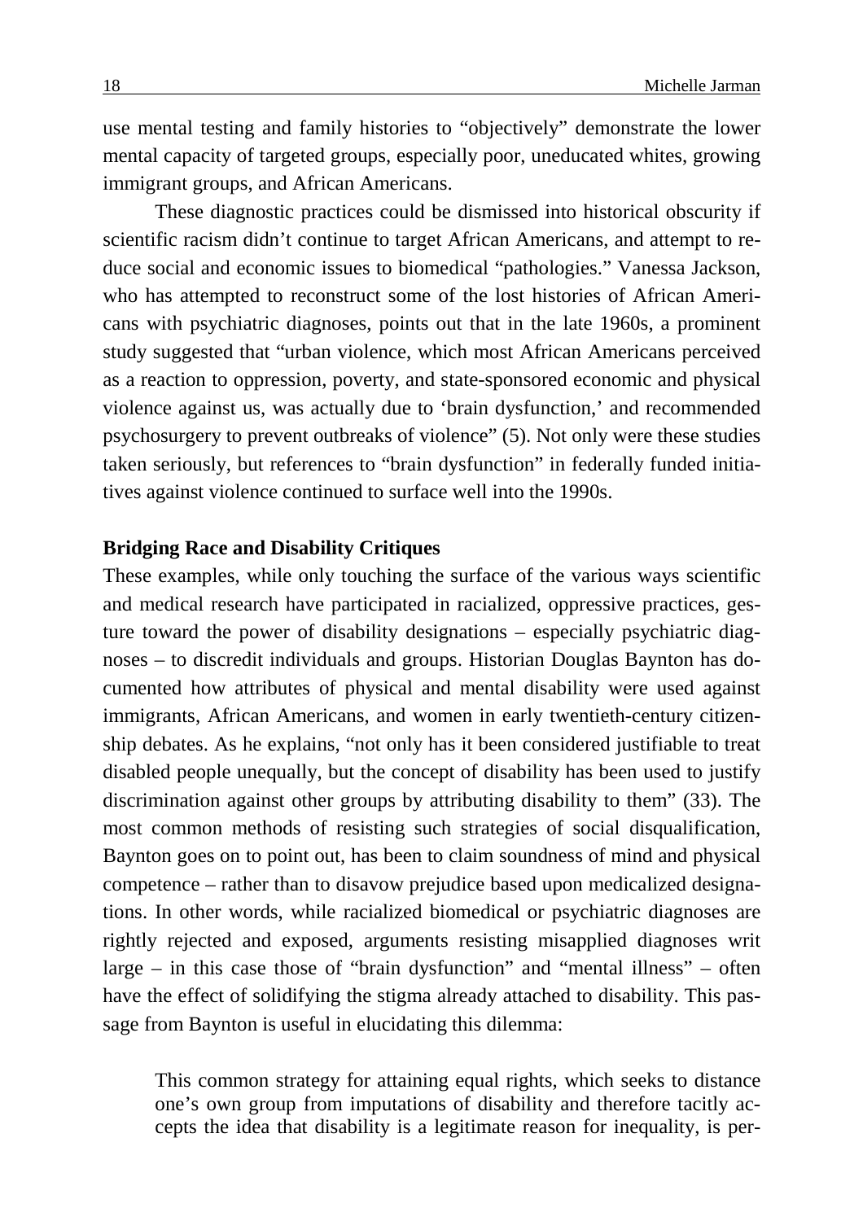use mental testing and family histories to "objectively" demonstrate the lower mental capacity of targeted groups, especially poor, uneducated whites, growing immigrant groups, and African Americans.

These diagnostic practices could be dismissed into historical obscurity if scientific racism didn't continue to target African Americans, and attempt to reduce social and economic issues to biomedical "pathologies." Vanessa Jackson, who has attempted to reconstruct some of the lost histories of African Americans with psychiatric diagnoses, points out that in the late 1960s, a prominent study suggested that "urban violence, which most African Americans perceived as a reaction to oppression, poverty, and state-sponsored economic and physical violence against us, was actually due to 'brain dysfunction,' and recommended psychosurgery to prevent outbreaks of violence" (5). Not only were these studies taken seriously, but references to "brain dysfunction" in federally funded initiatives against violence continued to surface well into the 1990s.

**Bridging Race and Disability Critiques**

These examples, while only touching the surface of the various ways scientific and medical research have participated in racialized, oppressive practices, gesture toward the power of disability designations – especially psychiatric diagnoses – to discredit individuals and groups. Historian Douglas Baynton has documented how attributes of physical and mental disability were used against immigrants, African Americans, and women in early twentieth-century citizenship debates. As he explains, "not only has it been considered justifiable to treat disabled people unequally, but the concept of disability has been used to justify discrimination against other groups by attributing disability to them" (33). The most common methods of resisting such strategies of social disqualification, Baynton goes on to point out, has been to claim soundness of mind and physical competence – rather than to disavow prejudice based upon medicalized designations. In other words, while racialized biomedical or psychiatric diagnoses are rightly rejected and exposed, arguments resisting misapplied diagnoses writ large – in this case those of "brain dysfunction" and "mental illness" – often have the effect of solidifying the stigma already attached to disability. This passage from Baynton is useful in elucidating this dilemma:

> This common strategy for attaining equal rights, which seeks to distance one's own group from imputations of disability and therefore tacitly accepts the idea that disability is a legitimate reason for inequality, is per-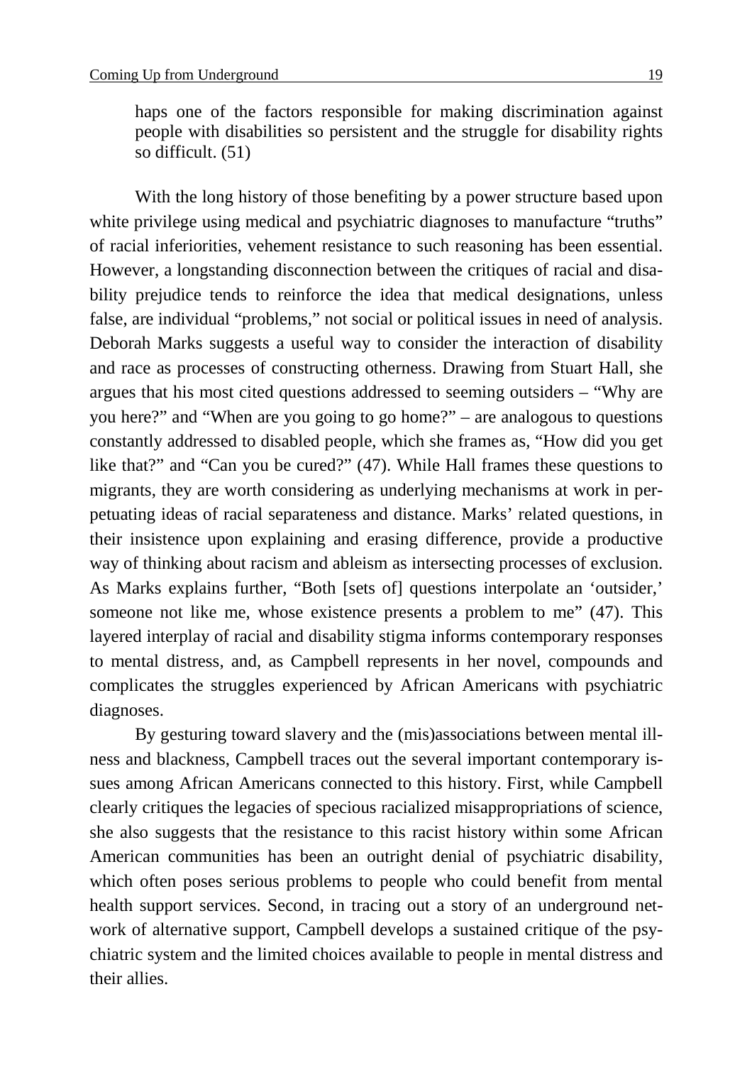haps one of the factors responsible for making discrimination against people with disabilities so persistent and the struggle for disability rights so difficult. (51)

With the long history of those benefiting by a power structure based upon white privilege using medical and psychiatric diagnoses to manufacture "truths" of racial inferiorities, vehement resistance to such reasoning has been essential. However, a longstanding disconnection between the critiques of racial and disability prejudice tends to reinforce the idea that medical designations, unless false, are individual "problems," not social or political issues in need of analysis. Deborah Marks suggests a useful way to consider the interaction of disability and race as processes of constructing otherness. Drawing from Stuart Hall, she argues that his most cited questions addressed to seeming outsiders – "Why are you here?" and "When are you going to go home?" – are analogous to questions constantly addressed to disabled people, which she frames as, "How did you get like that?" and "Can you be cured?" (47). While Hall frames these questions to migrants, they are worth considering as underlying mechanisms at work in perpetuating ideas of racial separateness and distance. Marks' related questions, in their insistence upon explaining and erasing difference, provide a productive way of thinking about racism and ableism as intersecting processes of exclusion. As Marks explains further, "Both [sets of] questions interpolate an 'outsider,' someone not like me, whose existence presents a problem to me" (47). This layered interplay of racial and disability stigma informs contemporary responses to mental distress, and, as Campbell represents in her novel, compounds and complicates the struggles experienced by African Americans with psychiatric diagnoses.

By gesturing toward slavery and the (mis)associations between mental illness and blackness, Campbell traces out the several important contemporary issues among African Americans connected to this history. First, while Campbell clearly critiques the legacies of specious racialized misappropriations of science, she also suggests that the resistance to this racist history within some African American communities has been an outright denial of psychiatric disability, which often poses serious problems to people who could benefit from mental health support services. Second, in tracing out a story of an underground network of alternative support, Campbell develops a sustained critique of the psychiatric system and the limited choices available to people in mental distress and their allies.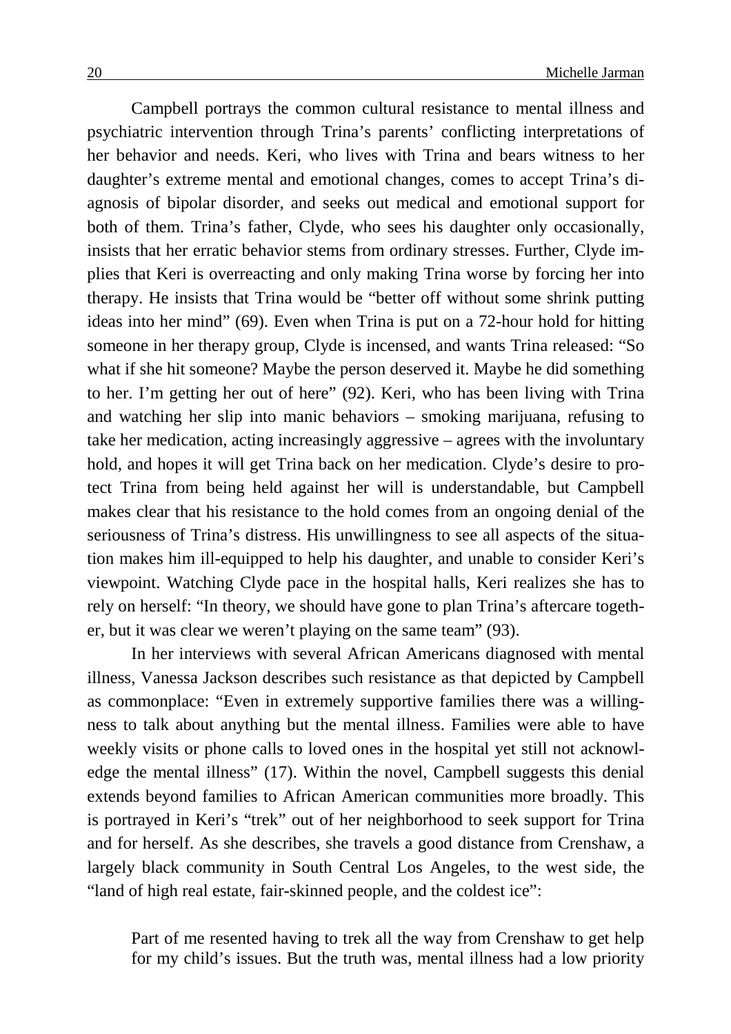Campbell portrays the common cultural resistance to mental illness and psychiatric intervention through Trina's parents' conflicting interpretations of her behavior and needs. Keri, who lives with Trina and bears witness to her daughter's extreme mental and emotional changes, comes to accept Trina's diagnosis of bipolar disorder, and seeks out medical and emotional support for both of them. Trina's father, Clyde, who sees his daughter only occasionally, insists that her erratic behavior stems from ordinary stresses. Further, Clyde implies that Keri is overreacting and only making Trina worse by forcing her into therapy. He insists that Trina would be "better off without some shrink putting ideas into her mind" (69). Even when Trina is put on a 72-hour hold for hitting someone in her therapy group, Clyde is incensed, and wants Trina released: "So what if she hit someone? Maybe the person deserved it. Maybe he did something to her. I'm getting her out of here" (92). Keri, who has been living with Trina and watching her slip into manic behaviors – smoking marijuana, refusing to take her medication, acting increasingly aggressive – agrees with the involuntary hold, and hopes it will get Trina back on her medication. Clyde's desire to protect Trina from being held against her will is understandable, but Campbell makes clear that his resistance to the hold comes from an ongoing denial of the seriousness of Trina's distress. His unwillingness to see all aspects of the situation makes him ill-equipped to help his daughter, and unable to consider Keri's viewpoint. Watching Clyde pace in the hospital halls, Keri realizes she has to rely on herself: "In theory, we should have gone to plan Trina's aftercare together, but it was clear we weren't playing on the same team" (93).

In her interviews with several African Americans diagnosed with mental illness, Vanessa Jackson describes such resistance as that depicted by Campbell as commonplace: "Even in extremely supportive families there was a willingness to talk about anything but the mental illness. Families were able to have weekly visits or phone calls to loved ones in the hospital yet still not acknowledge the mental illness" (17). Within the novel, Campbell suggests this denial extends beyond families to African American communities more broadly. This is portrayed in Keri's "trek" out of her neighborhood to seek support for Trina and for herself. As she describes, she travels a good distance from Crenshaw, a largely black community in South Central Los Angeles, to the west side, the "land of high real estate, fair-skinned people, and the coldest ice":

> Part of me resented having to trek all the way from Crenshaw to get help for my child's issues. But the truth was, mental illness had a low priority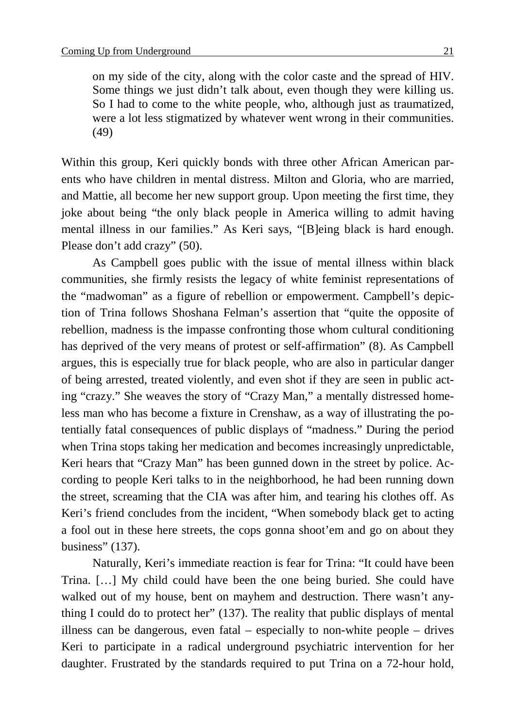> on my side of the city, along with the color caste and the spread of HIV. Some things we just didn't talk about, even though they were killing us. So I had to come to the white people, who, although just as traumatized, were a lot less stigmatized by whatever went wrong in their communities. (49)

Within this group, Keri quickly bonds with three other African American parents who have children in mental distress. Milton and Gloria, who are married, and Mattie, all become her new support group. Upon meeting the first time, they joke about being "the only black people in America willing to admit having mental illness in our families." As Keri says, "[B]eing black is hard enough. Please don't add crazy" (50).

As Campbell goes public with the issue of mental illness within black communities, she firmly resists the legacy of white feminist representations of the "madwoman" as a figure of rebellion or empowerment. Campbell's depiction of Trina follows Shoshana Felman's assertion that "quite the opposite of rebellion, madness is the impasse confronting those whom cultural conditioning has deprived of the very means of protest or self-affirmation" (8). As Campbell argues, this is especially true for black people, who are also in particular danger of being arrested, treated violently, and even shot if they are seen in public acting "crazy." She weaves the story of "Crazy Man," a mentally distressed homeless man who has become a fixture in Crenshaw, as a way of illustrating the potentially fatal consequences of public displays of "madness." During the period when Trina stops taking her medication and becomes increasingly unpredictable, Keri hears that "Crazy Man" has been gunned down in the street by police. According to people Keri talks to in the neighborhood, he had been running down the street, screaming that the CIA was after him, and tearing his clothes off. As Keri's friend concludes from the incident, "When somebody black get to acting a fool out in these here streets, the cops gonna shoot'em and go on about they business" (137).

Naturally, Keri's immediate reaction is fear for Trina: "It could have been Trina. […] My child could have been the one being buried. She could have walked out of my house, bent on mayhem and destruction. There wasn't anything I could do to protect her" (137). The reality that public displays of mental illness can be dangerous, even fatal – especially to non-white people – drives Keri to participate in a radical underground psychiatric intervention for her daughter. Frustrated by the standards required to put Trina on a 72-hour hold,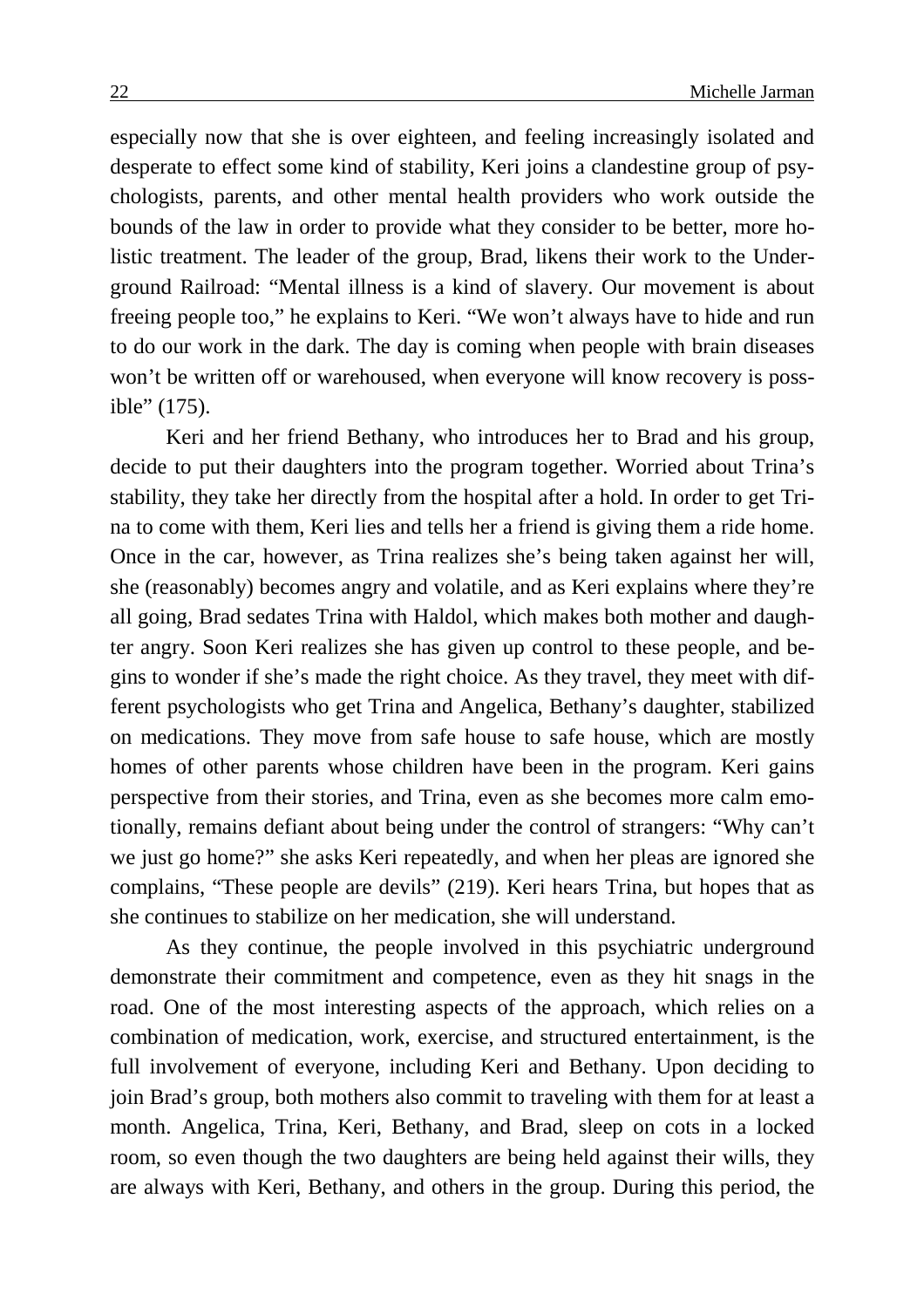especially now that she is over eighteen, and feeling increasingly isolated and desperate to effect some kind of stability, Keri joins a clandestine group of psychologists, parents, and other mental health providers who work outside the bounds of the law in order to provide what they consider to be better, more holistic treatment. The leader of the group, Brad, likens their work to the Underground Railroad: "Mental illness is a kind of slavery. Our movement is about freeing people too," he explains to Keri. "We won't always have to hide and run to do our work in the dark. The day is coming when people with brain diseases won't be written off or warehoused, when everyone will know recovery is possible" (175).

Keri and her friend Bethany, who introduces her to Brad and his group, decide to put their daughters into the program together. Worried about Trina's stability, they take her directly from the hospital after a hold. In order to get Trina to come with them, Keri lies and tells her a friend is giving them a ride home. Once in the car, however, as Trina realizes she's being taken against her will, she (reasonably) becomes angry and volatile, and as Keri explains where they're all going, Brad sedates Trina with Haldol, which makes both mother and daughter angry. Soon Keri realizes she has given up control to these people, and begins to wonder if she's made the right choice. As they travel, they meet with different psychologists who get Trina and Angelica, Bethany's daughter, stabilized on medications. They move from safe house to safe house, which are mostly homes of other parents whose children have been in the program. Keri gains perspective from their stories, and Trina, even as she becomes more calm emotionally, remains defiant about being under the control of strangers: "Why can't we just go home?" she asks Keri repeatedly, and when her pleas are ignored she complains, "These people are devils" (219). Keri hears Trina, but hopes that as she continues to stabilize on her medication, she will understand.

As they continue, the people involved in this psychiatric underground demonstrate their commitment and competence, even as they hit snags in the road. One of the most interesting aspects of the approach, which relies on a combination of medication, work, exercise, and structured entertainment, is the full involvement of everyone, including Keri and Bethany. Upon deciding to join Brad's group, both mothers also commit to traveling with them for at least a month. Angelica, Trina, Keri, Bethany, and Brad, sleep on cots in a locked room, so even though the two daughters are being held against their wills, they are always with Keri, Bethany, and others in the group. During this period, the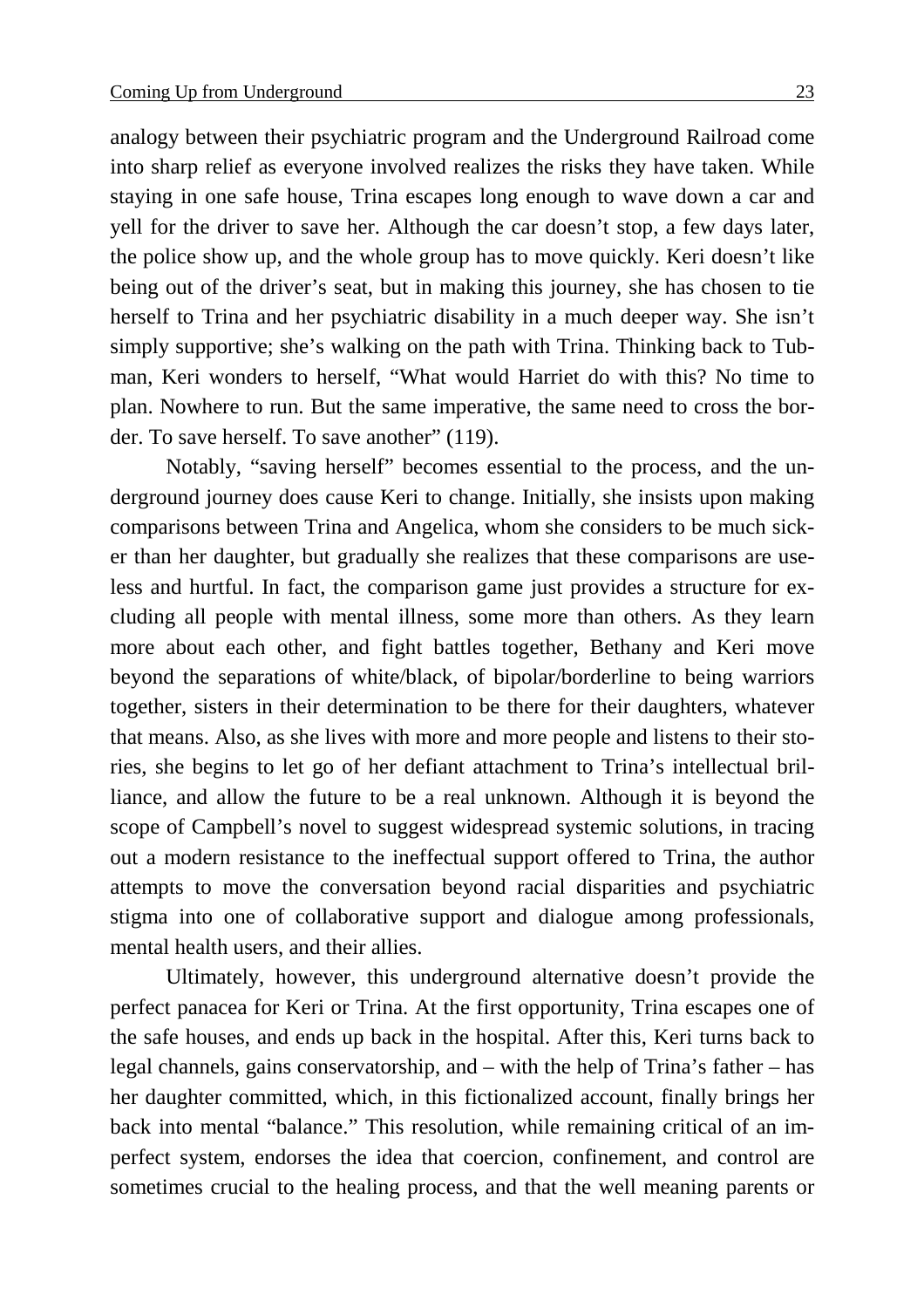analogy between their psychiatric program and the Underground Railroad come into sharp relief as everyone involved realizes the risks they have taken. While staying in one safe house, Trina escapes long enough to wave down a car and yell for the driver to save her. Although the car doesn't stop, a few days later, the police show up, and the whole group has to move quickly. Keri doesn't like being out of the driver's seat, but in making this journey, she has chosen to tie herself to Trina and her psychiatric disability in a much deeper way. She isn't simply supportive; she's walking on the path with Trina. Thinking back to Tubman, Keri wonders to herself, "What would Harriet do with this? No time to plan. Nowhere to run. But the same imperative, the same need to cross the border. To save herself. To save another" (119).

Notably, "saving herself" becomes essential to the process, and the underground journey does cause Keri to change. Initially, she insists upon making comparisons between Trina and Angelica, whom she considers to be much sicker than her daughter, but gradually she realizes that these comparisons are useless and hurtful. In fact, the comparison game just provides a structure for excluding all people with mental illness, some more than others. As they learn more about each other, and fight battles together, Bethany and Keri move beyond the separations of white/black, of bipolar/borderline to being warriors together, sisters in their determination to be there for their daughters, whatever that means. Also, as she lives with more and more people and listens to their stories, she begins to let go of her defiant attachment to Trina's intellectual brilliance, and allow the future to be a real unknown. Although it is beyond the scope of Campbell's novel to suggest widespread systemic solutions, in tracing out a modern resistance to the ineffectual support offered to Trina, the author attempts to move the conversation beyond racial disparities and psychiatric stigma into one of collaborative support and dialogue among professionals, mental health users, and their allies.

Ultimately, however, this underground alternative doesn't provide the perfect panacea for Keri or Trina. At the first opportunity, Trina escapes one of the safe houses, and ends up back in the hospital. After this, Keri turns back to legal channels, gains conservatorship, and – with the help of Trina's father – has her daughter committed, which, in this fictionalized account, finally brings her back into mental "balance." This resolution, while remaining critical of an imperfect system, endorses the idea that coercion, confinement, and control are sometimes crucial to the healing process, and that the well meaning parents or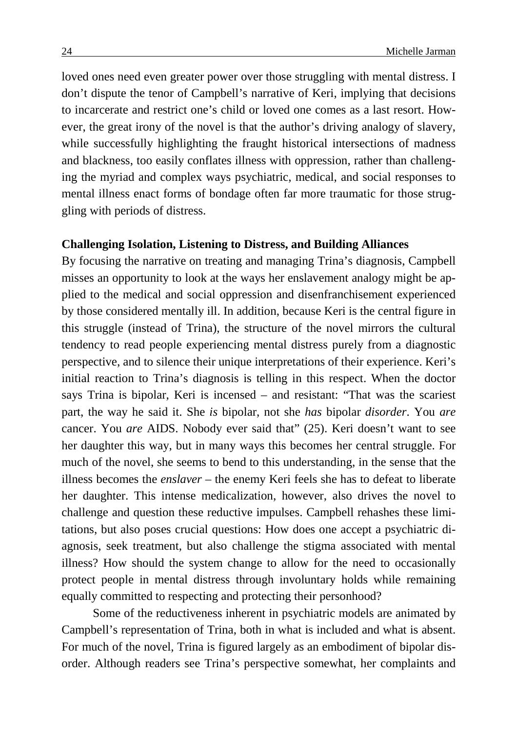loved ones need even greater power over those struggling with mental distress. I don't dispute the tenor of Campbell's narrative of Keri, implying that decisions to incarcerate and restrict one's child or loved one comes as a last resort. However, the great irony of the novel is that the author's driving analogy of slavery, while successfully highlighting the fraught historical intersections of madness and blackness, too easily conflates illness with oppression, rather than challenging the myriad and complex ways psychiatric, medical, and social responses to mental illness enact forms of bondage often far more traumatic for those struggling with periods of distress.

**Challenging Isolation, Listening to Distress, and Building Alliances**

By focusing the narrative on treating and managing Trina's diagnosis, Campbell misses an opportunity to look at the ways her enslavement analogy might be applied to the medical and social oppression and disenfranchisement experienced by those considered mentally ill. In addition, because Keri is the central figure in this struggle (instead of Trina), the structure of the novel mirrors the cultural tendency to read people experiencing mental distress purely from a diagnostic perspective, and to silence their unique interpretations of their experience. Keri's initial reaction to Trina's diagnosis is telling in this respect. When the doctor says Trina is bipolar, Keri is incensed – and resistant: "That was the scariest part, the way he said it. She *is* bipolar, not she *has* bipolar *disorder*. You *are* cancer. You *are* AIDS. Nobody ever said that" (25). Keri doesn't want to see her daughter this way, but in many ways this becomes her central struggle. For much of the novel, she seems to bend to this understanding, in the sense that the illness becomes the *enslaver* – the enemy Keri feels she has to defeat to liberate her daughter. This intense medicalization, however, also drives the novel to challenge and question these reductive impulses. Campbell rehashes these limitations, but also poses crucial questions: How does one accept a psychiatric diagnosis, seek treatment, but also challenge the stigma associated with mental illness? How should the system change to allow for the need to occasionally protect people in mental distress through involuntary holds while remaining equally committed to respecting and protecting their personhood?

Some of the reductiveness inherent in psychiatric models are animated by Campbell's representation of Trina, both in what is included and what is absent. For much of the novel, Trina is figured largely as an embodiment of bipolar disorder. Although readers see Trina's perspective somewhat, her complaints and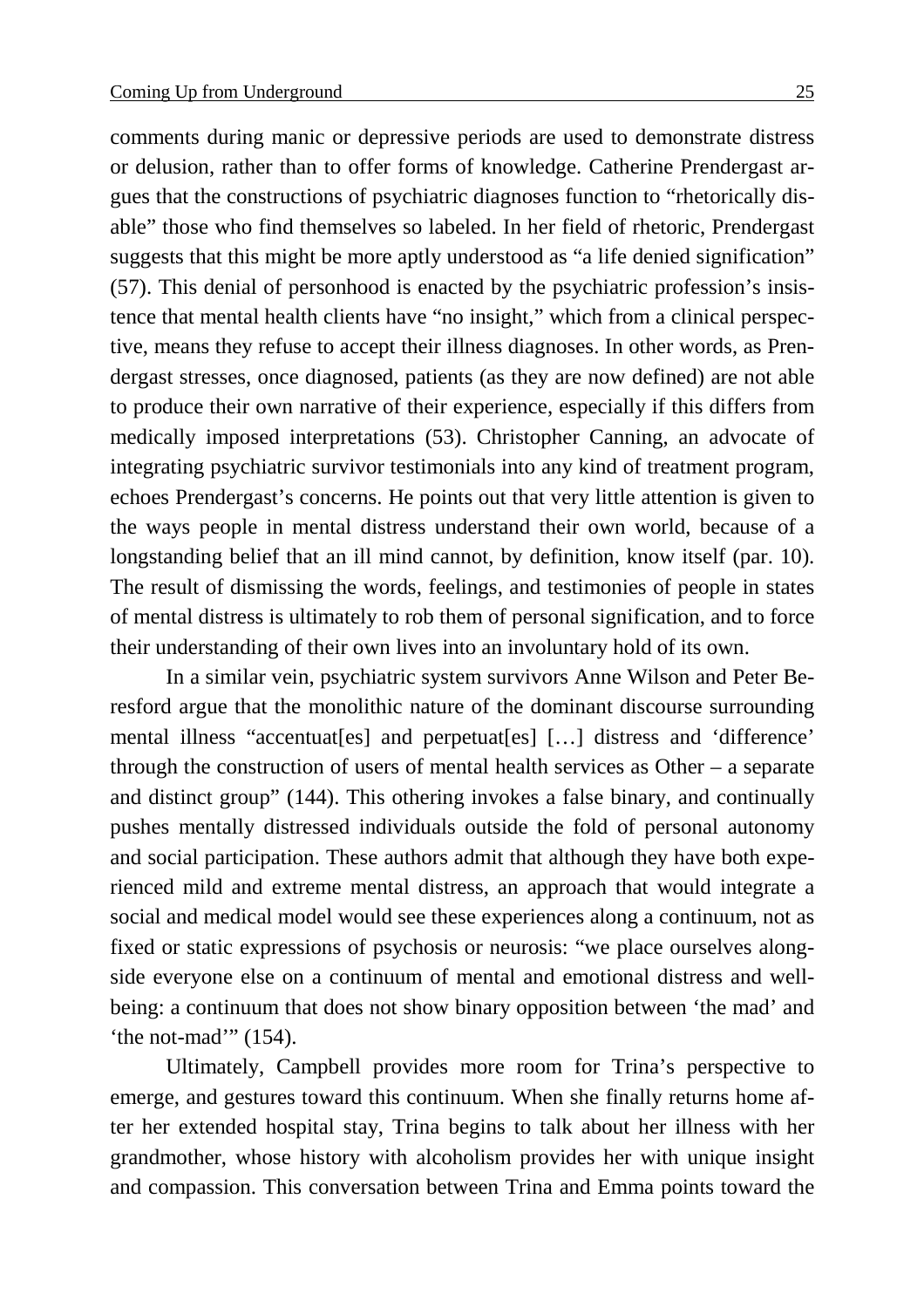comments during manic or depressive periods are used to demonstrate distress or delusion, rather than to offer forms of knowledge. Catherine Prendergast argues that the constructions of psychiatric diagnoses function to "rhetorically disable" those who find themselves so labeled. In her field of rhetoric, Prendergast suggests that this might be more aptly understood as "a life denied signification" (57). This denial of personhood is enacted by the psychiatric profession's insistence that mental health clients have "no insight," which from a clinical perspective, means they refuse to accept their illness diagnoses. In other words, as Prendergast stresses, once diagnosed, patients (as they are now defined) are not able to produce their own narrative of their experience, especially if this differs from medically imposed interpretations (53). Christopher Canning, an advocate of integrating psychiatric survivor testimonials into any kind of treatment program, echoes Prendergast's concerns. He points out that very little attention is given to the ways people in mental distress understand their own world, because of a longstanding belief that an ill mind cannot, by definition, know itself (par. 10). The result of dismissing the words, feelings, and testimonies of people in states of mental distress is ultimately to rob them of personal signification, and to force their understanding of their own lives into an involuntary hold of its own.

In a similar vein, psychiatric system survivors Anne Wilson and Peter Beresford argue that the monolithic nature of the dominant discourse surrounding mental illness "accentuat[es] and perpetuat[es] […] distress and 'difference' through the construction of users of mental health services as Other – a separate and distinct group" (144). This othering invokes a false binary, and continually pushes mentally distressed individuals outside the fold of personal autonomy and social participation. These authors admit that although they have both experienced mild and extreme mental distress, an approach that would integrate a social and medical model would see these experiences along a continuum, not as fixed or static expressions of psychosis or neurosis: "we place ourselves alongside everyone else on a continuum of mental and emotional distress and well-being: a continuum that does not show binary opposition between 'the mad' and 'the not-mad'" (154).

Ultimately, Campbell provides more room for Trina's perspective to emerge, and gestures toward this continuum. When she finally returns home after her extended hospital stay, Trina begins to talk about her illness with her grandmother, whose history with alcoholism provides her with unique insight and compassion. This conversation between Trina and Emma points toward the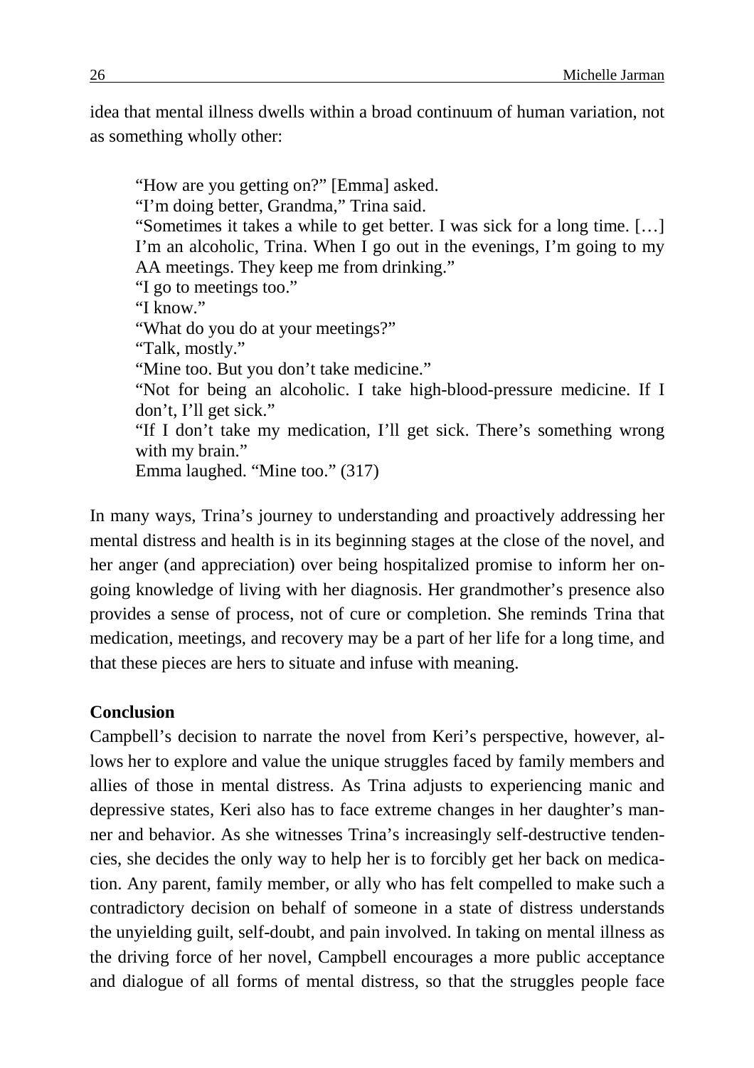idea that mental illness dwells within a broad continuum of human variation, not as something wholly other:

> "How are you getting on?" [Emma] asked.
> "I'm doing better, Grandma," Trina said.
> "Sometimes it takes a while to get better. I was sick for a long time. […] I'm an alcoholic, Trina. When I go out in the evenings, I'm going to my AA meetings. They keep me from drinking."
> "I go to meetings too."
> "I know."
> "What do you do at your meetings?"
> "Talk, mostly."
> "Mine too. But you don't take medicine."
> "Not for being an alcoholic. I take high-blood-pressure medicine. If I don't, I'll get sick."
> "If I don't take my medication, I'll get sick. There's something wrong with my brain."
> Emma laughed. "Mine too." (317)

In many ways, Trina's journey to understanding and proactively addressing her mental distress and health is in its beginning stages at the close of the novel, and her anger (and appreciation) over being hospitalized promise to inform her ongoing knowledge of living with her diagnosis. Her grandmother's presence also provides a sense of process, not of cure or completion. She reminds Trina that medication, meetings, and recovery may be a part of her life for a long time, and that these pieces are hers to situate and infuse with meaning.

**Conclusion**

Campbell's decision to narrate the novel from Keri's perspective, however, allows her to explore and value the unique struggles faced by family members and allies of those in mental distress. As Trina adjusts to experiencing manic and depressive states, Keri also has to face extreme changes in her daughter's manner and behavior. As she witnesses Trina's increasingly self-destructive tendencies, she decides the only way to help her is to forcibly get her back on medication. Any parent, family member, or ally who has felt compelled to make such a contradictory decision on behalf of someone in a state of distress understands the unyielding guilt, self-doubt, and pain involved. In taking on mental illness as the driving force of her novel, Campbell encourages a more public acceptance and dialogue of all forms of mental distress, so that the struggles people face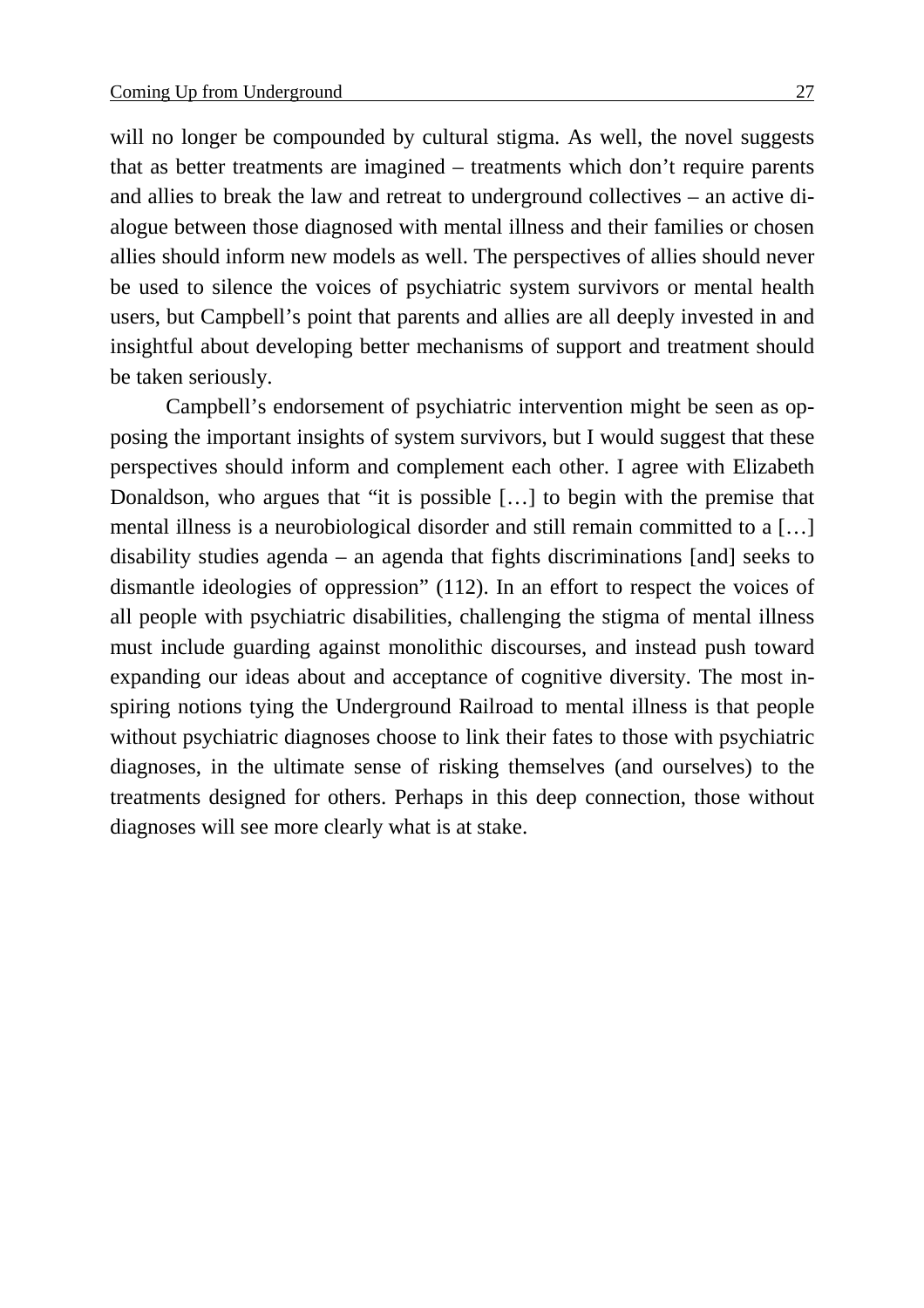will no longer be compounded by cultural stigma. As well, the novel suggests that as better treatments are imagined – treatments which don't require parents and allies to break the law and retreat to underground collectives – an active dialogue between those diagnosed with mental illness and their families or chosen allies should inform new models as well. The perspectives of allies should never be used to silence the voices of psychiatric system survivors or mental health users, but Campbell's point that parents and allies are all deeply invested in and insightful about developing better mechanisms of support and treatment should be taken seriously.

Campbell's endorsement of psychiatric intervention might be seen as opposing the important insights of system survivors, but I would suggest that these perspectives should inform and complement each other. I agree with Elizabeth Donaldson, who argues that "it is possible […] to begin with the premise that mental illness is a neurobiological disorder and still remain committed to a […] disability studies agenda – an agenda that fights discriminations [and] seeks to dismantle ideologies of oppression" (112). In an effort to respect the voices of all people with psychiatric disabilities, challenging the stigma of mental illness must include guarding against monolithic discourses, and instead push toward expanding our ideas about and acceptance of cognitive diversity. The most inspiring notions tying the Underground Railroad to mental illness is that people without psychiatric diagnoses choose to link their fates to those with psychiatric diagnoses, in the ultimate sense of risking themselves (and ourselves) to the treatments designed for others. Perhaps in this deep connection, those without diagnoses will see more clearly what is at stake.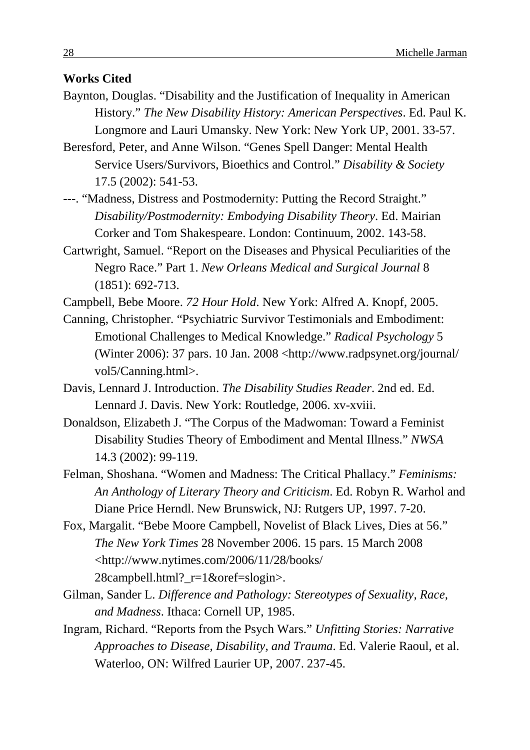**Works Cited**

Baynton, Douglas. "Disability and the Justification of Inequality in American History." *The New Disability History: American Perspectives*. Ed. Paul K. Longmore and Lauri Umansky. New York: New York UP, 2001. 33-57.

Beresford, Peter, and Anne Wilson. "Genes Spell Danger: Mental Health Service Users/Survivors, Bioethics and Control." *Disability & Society* 17.5 (2002): 541-53.

---. "Madness, Distress and Postmodernity: Putting the Record Straight." *Disability/Postmodernity: Embodying Disability Theory*. Ed. Mairian Corker and Tom Shakespeare. London: Continuum, 2002. 143-58.

Cartwright, Samuel. "Report on the Diseases and Physical Peculiarities of the Negro Race." Part 1. *New Orleans Medical and Surgical Journal* 8 (1851): 692-713.

Campbell, Bebe Moore. *72 Hour Hold*. New York: Alfred A. Knopf, 2005.

Canning, Christopher. "Psychiatric Survivor Testimonials and Embodiment: Emotional Challenges to Medical Knowledge." *Radical Psychology* 5 (Winter 2006): 37 pars. 10 Jan. 2008 <http://www.radpsynet.org/journal/vol5/Canning.html>.

Davis, Lennard J. Introduction. *The Disability Studies Reader*. 2nd ed. Ed. Lennard J. Davis. New York: Routledge, 2006. xv-xviii.

Donaldson, Elizabeth J. "The Corpus of the Madwoman: Toward a Feminist Disability Studies Theory of Embodiment and Mental Illness." *NWSA* 14.3 (2002): 99-119.

Felman, Shoshana. "Women and Madness: The Critical Phallacy." *Feminisms: An Anthology of Literary Theory and Criticism*. Ed. Robyn R. Warhol and Diane Price Herndl. New Brunswick, NJ: Rutgers UP, 1997. 7-20.

Fox, Margalit. "Bebe Moore Campbell, Novelist of Black Lives, Dies at 56." *The New York Times* 28 November 2006. 15 pars. 15 March 2008 <http://www.nytimes.com/2006/11/28/books/28campbell.html?_r=1&oref=slogin>.

Gilman, Sander L. *Difference and Pathology: Stereotypes of Sexuality, Race, and Madness*. Ithaca: Cornell UP, 1985.

Ingram, Richard. "Reports from the Psych Wars." *Unfitting Stories: Narrative Approaches to Disease, Disability, and Trauma*. Ed. Valerie Raoul, et al. Waterloo, ON: Wilfred Laurier UP, 2007. 237-45.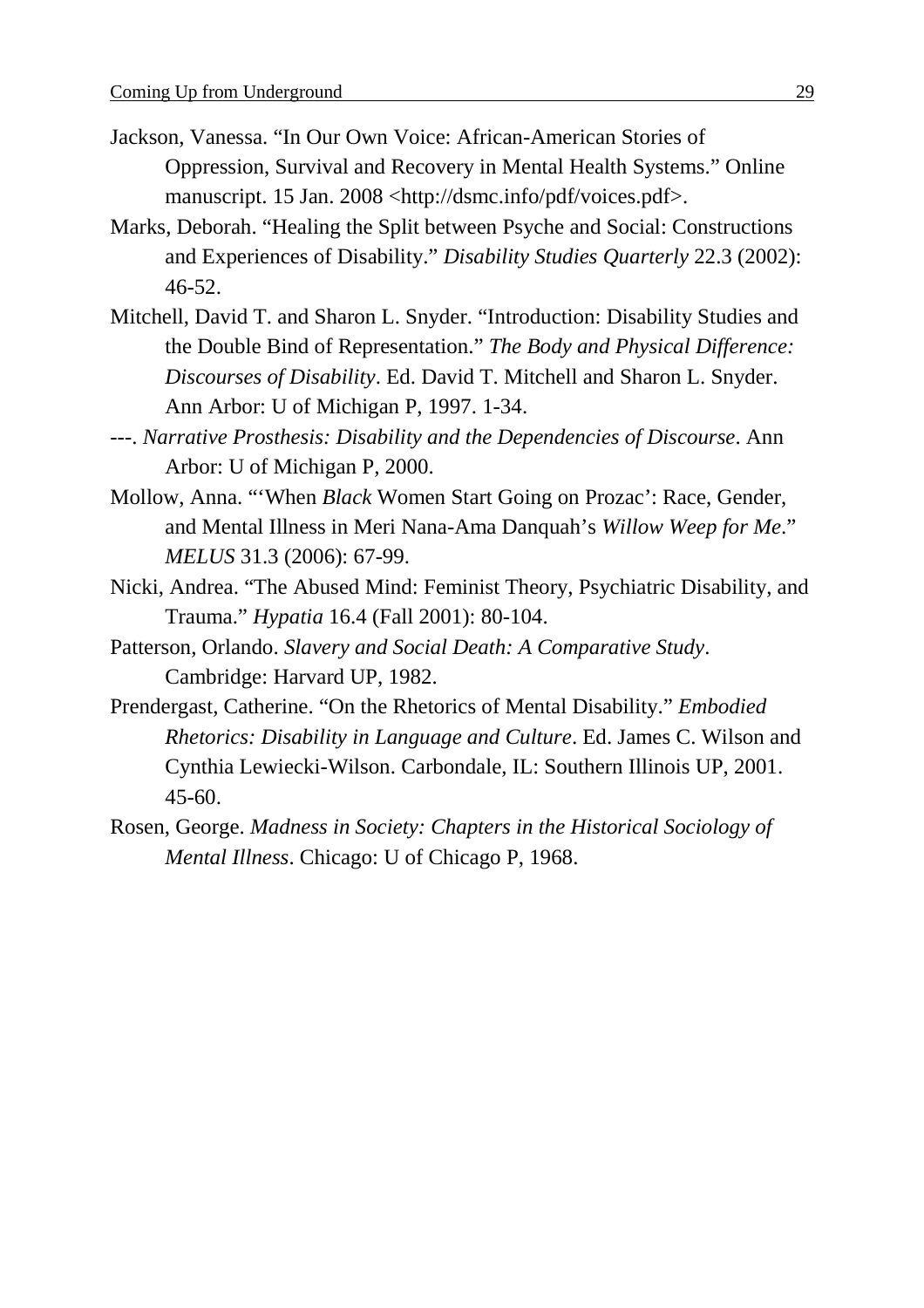Jackson, Vanessa. "In Our Own Voice: African-American Stories of Oppression, Survival and Recovery in Mental Health Systems." Online manuscript. 15 Jan. 2008 <http://dsmc.info/pdf/voices.pdf>.

Marks, Deborah. "Healing the Split between Psyche and Social: Constructions and Experiences of Disability." *Disability Studies Quarterly* 22.3 (2002): 46-52.

Mitchell, David T. and Sharon L. Snyder. "Introduction: Disability Studies and the Double Bind of Representation." *The Body and Physical Difference: Discourses of Disability*. Ed. David T. Mitchell and Sharon L. Snyder. Ann Arbor: U of Michigan P, 1997. 1-34.

---. *Narrative Prosthesis: Disability and the Dependencies of Discourse*. Ann Arbor: U of Michigan P, 2000.

Mollow, Anna. "'When *Black* Women Start Going on Prozac': Race, Gender, and Mental Illness in Meri Nana-Ama Danquah's *Willow Weep for Me*." *MELUS* 31.3 (2006): 67-99.

Nicki, Andrea. "The Abused Mind: Feminist Theory, Psychiatric Disability, and Trauma." *Hypatia* 16.4 (Fall 2001): 80-104.

Patterson, Orlando. *Slavery and Social Death: A Comparative Study*. Cambridge: Harvard UP, 1982.

Prendergast, Catherine. "On the Rhetorics of Mental Disability." *Embodied Rhetorics: Disability in Language and Culture*. Ed. James C. Wilson and Cynthia Lewiecki-Wilson. Carbondale, IL: Southern Illinois UP, 2001. 45-60.

Rosen, George. *Madness in Society: Chapters in the Historical Sociology of Mental Illness*. Chicago: U of Chicago P, 1968.